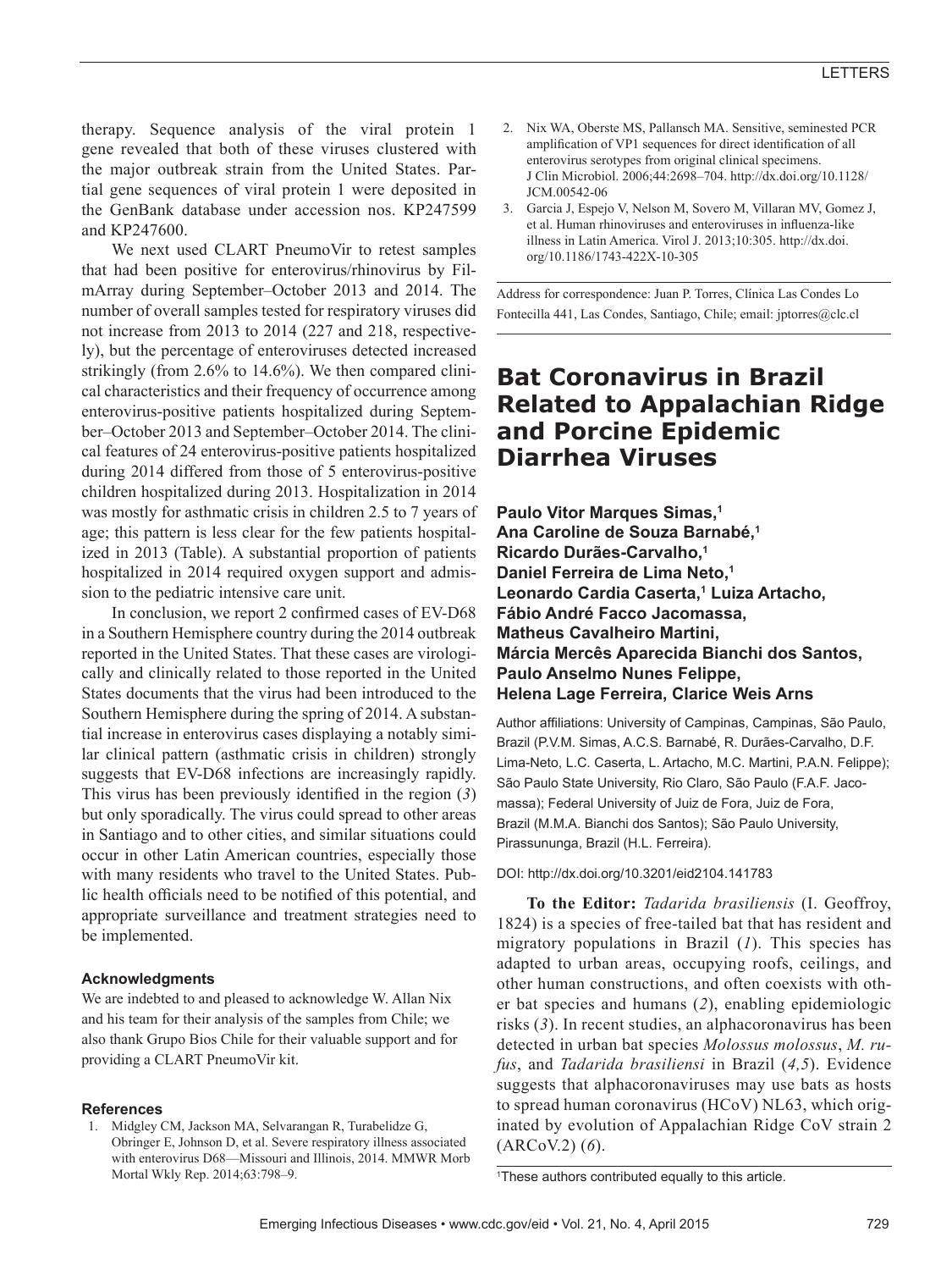therapy. Sequence analysis of the viral protein 1 gene revealed that both of these viruses clustered with the major outbreak strain from the United States. Partial gene sequences of viral protein 1 were deposited in the GenBank database under accession nos. KP247599 and KP247600.

We next used CLART PneumoVir to retest samples that had been positive for enterovirus/rhinovirus by FilmArray during September–October 2013 and 2014. The number of overall samples tested for respiratory viruses did not increase from 2013 to 2014 (227 and 218, respectively), but the percentage of enteroviruses detected increased strikingly (from 2.6% to 14.6%). We then compared clinical characteristics and their frequency of occurrence among enterovirus-positive patients hospitalized during September–October 2013 and September–October 2014. The clinical features of 24 enterovirus-positive patients hospitalized during 2014 differed from those of 5 enterovirus-positive children hospitalized during 2013. Hospitalization in 2014 was mostly for asthmatic crisis in children 2.5 to 7 years of age; this pattern is less clear for the few patients hospitalized in 2013 (Table). A substantial proportion of patients hospitalized in 2014 required oxygen support and admission to the pediatric intensive care unit.

In conclusion, we report 2 confirmed cases of EV-D68 in a Southern Hemisphere country during the 2014 outbreak reported in the United States. That these cases are virologically and clinically related to those reported in the United States documents that the virus had been introduced to the Southern Hemisphere during the spring of 2014. A substantial increase in enterovirus cases displaying a notably similar clinical pattern (asthmatic crisis in children) strongly suggests that EV-D68 infections are increasingly rapidly. This virus has been previously identified in the region (*3*) but only sporadically. The virus could spread to other areas in Santiago and to other cities, and similar situations could occur in other Latin American countries, especially those with many residents who travel to the United States. Public health officials need to be notified of this potential, and appropriate surveillance and treatment strategies need to be implemented.

### Acknowledgments

We are indebted to and pleased to acknowledge W. Allan Nix and his team for their analysis of the samples from Chile; we also thank Grupo Bios Chile for their valuable support and for providing a CLART PneumoVir kit.

### References

1. Midgley CM, Jackson MA, Selvarangan R, Turabelidze G, Obringer E, Johnson D, et al. Severe respiratory illness associated with enterovirus D68—Missouri and Illinois, 2014. MMWR Morb Mortal Wkly Rep. 2014;63:798–9.
2. Nix WA, Oberste MS, Pallansch MA. Sensitive, seminested PCR amplification of VP1 sequences for direct identification of all enterovirus serotypes from original clinical specimens. J Clin Microbiol. 2006;44:2698–704. http://dx.doi.org/10.1128/JCM.00542-06
3. Garcia J, Espejo V, Nelson M, Sovero M, Villaran MV, Gomez J, et al. Human rhinoviruses and enteroviruses in influenza-like illness in Latin America. Virol J. 2013;10:305. http://dx.doi.org/10.1186/1743-422X-10-305

Address for correspondence: Juan P. Torres, Clínica Las Condes Lo Fontecilla 441, Las Condes, Santiago, Chile; email: jptorres@clc.cl

# Bat Coronavirus in Brazil Related to Appalachian Ridge and Porcine Epidemic Diarrhea Viruses

**Paulo Vitor Marques Simas,[1] Ana Caroline de Souza Barnabé,[1] Ricardo Durães-Carvalho,[1] Daniel Ferreira de Lima Neto,[1] Leonardo Cardia Caserta,[1] Luiza Artacho, Fábio André Facco Jacomassa, Matheus Cavalheiro Martini, Márcia Mercês Aparecida Bianchi dos Santos, Paulo Anselmo Nunes Felippe, Helena Lage Ferreira, Clarice Weis Arns**

Author affiliations: University of Campinas, Campinas, São Paulo, Brazil (P.V.M. Simas, A.C.S. Barnabé, R. Durães-Carvalho, D.F. Lima-Neto, L.C. Caserta, L. Artacho, M.C. Martini, P.A.N. Felippe); São Paulo State University, Rio Claro, São Paulo (F.A.F. Jacomassa); Federal University of Juiz de Fora, Juiz de Fora, Brazil (M.M.A. Bianchi dos Santos); São Paulo University, Pirassununga, Brazil (H.L. Ferreira).

DOI: http://dx.doi.org/10.3201/eid2104.141783

**To the Editor:** *Tadarida brasiliensis* (I. Geoffroy, 1824) is a species of free-tailed bat that has resident and migratory populations in Brazil (*1*). This species has adapted to urban areas, occupying roofs, ceilings, and other human constructions, and often coexists with other bat species and humans (*2*), enabling epidemiologic risks (*3*). In recent studies, an alphacoronavirus has been detected in urban bat species *Molossus molossus*, *M. rufus*, and *Tadarida brasiliensi* in Brazil (*4,5*). Evidence suggests that alphacoronaviruses may use bats as hosts to spread human coronavirus (HCoV) NL63, which originated by evolution of Appalachian Ridge CoV strain 2 (ARCoV.2) (*6*).

[1]These authors contributed equally to this article.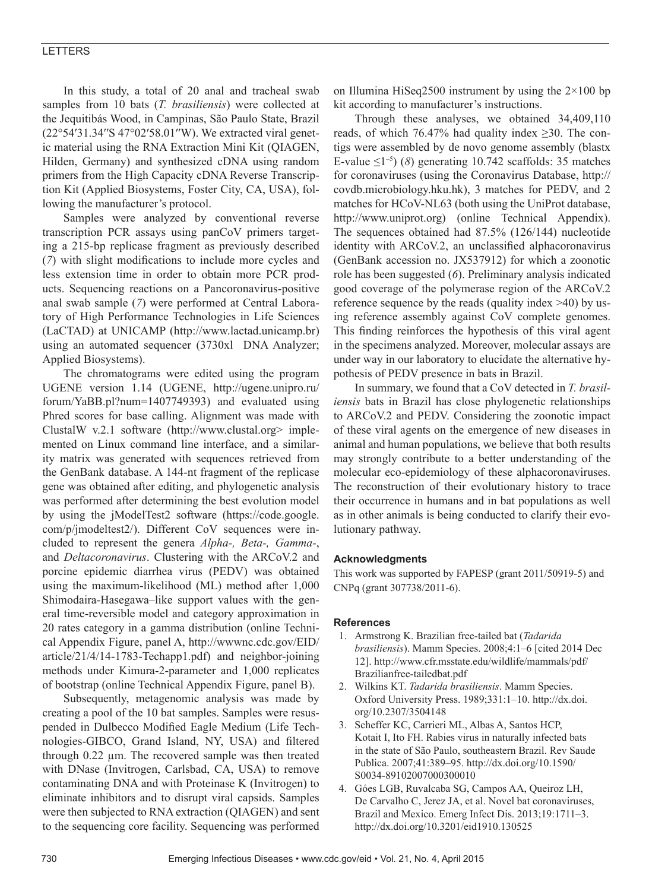In this study, a total of 20 anal and tracheal swab samples from 10 bats (*T. brasiliensis*) were collected at the Jequitibás Wood, in Campinas, São Paulo State, Brazil (22°54′31.34′′S 47°02′58.01′′W). We extracted viral genetic material using the RNA Extraction Mini Kit (QIAGEN, Hilden, Germany) and synthesized cDNA using random primers from the High Capacity cDNA Reverse Transcription Kit (Applied Biosystems, Foster City, CA, USA), following the manufacturer's protocol.

Samples were analyzed by conventional reverse transcription PCR assays using panCoV primers targeting a 215-bp replicase fragment as previously described (*7*) with slight modifications to include more cycles and less extension time in order to obtain more PCR products. Sequencing reactions on a Pancoronavirus-positive anal swab sample (*7*) were performed at Central Laboratory of High Performance Technologies in Life Sciences (LaCTAD) at UNICAMP (http://www.lactad.unicamp.br) using an automated sequencer (3730xl DNA Analyzer; Applied Biosystems).

The chromatograms were edited using the program UGENE version 1.14 (UGENE, http://ugene.unipro.ru/forum/YaBB.pl?num=1407749393) and evaluated using Phred scores for base calling. Alignment was made with ClustalW v.2.1 software (http://www.clustal.org> implemented on Linux command line interface, and a similarity matrix was generated with sequences retrieved from the GenBank database. A 144-nt fragment of the replicase gene was obtained after editing, and phylogenetic analysis was performed after determining the best evolution model by using the jModelTest2 software (https://code.google.com/p/jmodeltest2/). Different CoV sequences were included to represent the genera *Alpha-, Beta-, Gamma-*, and *Deltacoronavirus*. Clustering with the ARCoV.2 and porcine epidemic diarrhea virus (PEDV) was obtained using the maximum-likelihood (ML) method after 1,000 Shimodaira-Hasegawa–like support values with the general time-reversible model and category approximation in 20 rates category in a gamma distribution (online Technical Appendix Figure, panel A, http://wwwnc.cdc.gov/EID/article/21/4/14-1783-Techapp1.pdf) and neighbor-joining methods under Kimura-2-parameter and 1,000 replicates of bootstrap (online Technical Appendix Figure, panel B).

Subsequently, metagenomic analysis was made by creating a pool of the 10 bat samples. Samples were resuspended in Dulbecco Modified Eagle Medium (Life Technologies-GIBCO, Grand Island, NY, USA) and filtered through 0.22 μm. The recovered sample was then treated with DNase (Invitrogen, Carlsbad, CA, USA) to remove contaminating DNA and with Proteinase K (Invitrogen) to eliminate inhibitors and to disrupt viral capsids. Samples were then subjected to RNA extraction (QIAGEN) and sent to the sequencing core facility. Sequencing was performed on Illumina HiSeq2500 instrument by using the 2×100 bp kit according to manufacturer's instructions.

Through these analyses, we obtained 34,409,110 reads, of which 76.47% had quality index ≥30. The contigs were assembled by de novo genome assembly (blastx E-value $\leq 1^{-5}$) (*8*) generating 10.742 scaffolds: 35 matches for coronaviruses (using the Coronavirus Database, http://covdb.microbiology.hku.hk), 3 matches for PEDV, and 2 matches for HCoV-NL63 (both using the UniProt database, http://www.uniprot.org) (online Technical Appendix). The sequences obtained had 87.5% (126/144) nucleotide identity with ARCoV.2, an unclassified alphacoronavirus (GenBank accession no. JX537912) for which a zoonotic role has been suggested (*6*). Preliminary analysis indicated good coverage of the polymerase region of the ARCoV.2 reference sequence by the reads (quality index >40) by using reference assembly against CoV complete genomes. This finding reinforces the hypothesis of this viral agent in the specimens analyzed. Moreover, molecular assays are under way in our laboratory to elucidate the alternative hypothesis of PEDV presence in bats in Brazil.

In summary, we found that a CoV detected in *T. brasiliensis* bats in Brazil has close phylogenetic relationships to ARCoV.2 and PEDV. Considering the zoonotic impact of these viral agents on the emergence of new diseases in animal and human populations, we believe that both results may strongly contribute to a better understanding of the molecular eco-epidemiology of these alphacoronaviruses. The reconstruction of their evolutionary history to trace their occurrence in humans and in bat populations as well as in other animals is being conducted to clarify their evolutionary pathway.

### Acknowledgments

This work was supported by FAPESP (grant 2011/50919-5) and CNPq (grant 307738/2011-6).

### References

1. Armstrong K. Brazilian free-tailed bat (*Tadarida brasiliensis*). Mamm Species. 2008;4:1–6 [cited 2014 Dec 12]. http://www.cfr.msstate.edu/wildlife/mammals/pdf/Brazilianfree-tailedbat.pdf
2. Wilkins KT. *Tadarida brasiliensis*. Mamm Species. Oxford University Press. 1989;331:1–10. http://dx.doi.org/10.2307/3504148
3. Scheffer KC, Carrieri ML, Albas A, Santos HCP, Kotait I, Ito FH. Rabies virus in naturally infected bats in the state of São Paulo, southeastern Brazil. Rev Saude Publica. 2007;41:389–95. http://dx.doi.org/10.1590/S0034-89102007000300010
4. Góes LGB, Ruvalcaba SG, Campos AA, Queiroz LH, De Carvalho C, Jerez JA, et al. Novel bat coronaviruses, Brazil and Mexico. Emerg Infect Dis. 2013;19:1711–3. http://dx.doi.org/10.3201/eid1910.130525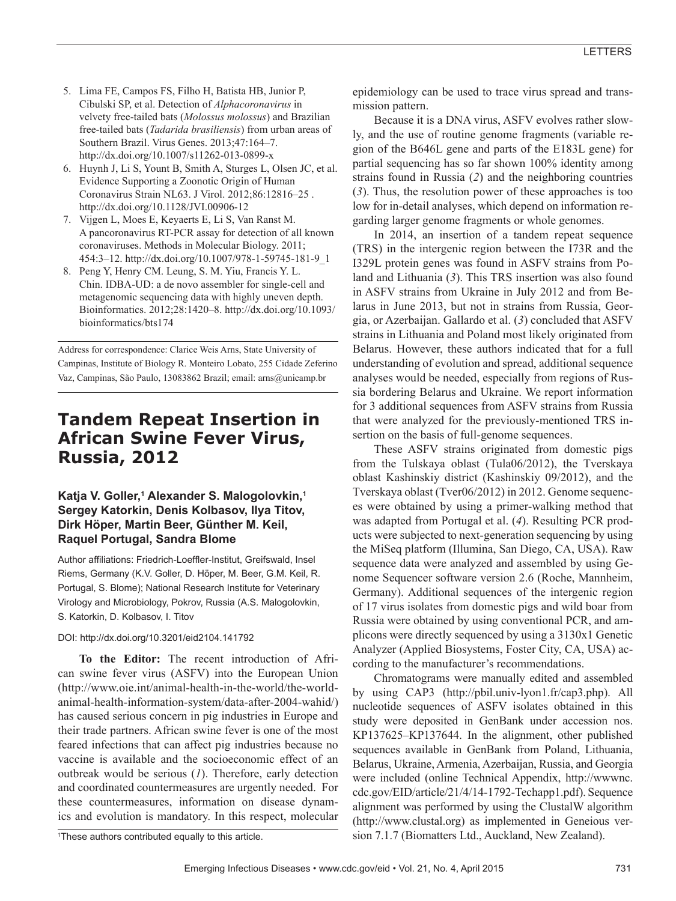5. Lima FE, Campos FS, Filho H, Batista HB, Junior P, Cibulski SP, et al. Detection of *Alphacoronavirus* in velvety free-tailed bats (*Molossus molossus*) and Brazilian free-tailed bats (*Tadarida brasiliensis*) from urban areas of Southern Brazil. Virus Genes. 2013;47:164–7. http://dx.doi.org/10.1007/s11262-013-0899-x
6. Huynh J, Li S, Yount B, Smith A, Sturges L, Olsen JC, et al. Evidence Supporting a Zoonotic Origin of Human Coronavirus Strain NL63. J Virol. 2012;86:12816–25 . http://dx.doi.org/10.1128/JVI.00906-12
7. Vijgen L, Moes E, Keyaerts E, Li S, Van Ranst M. A pancoronavirus RT-PCR assay for detection of all known coronaviruses. Methods in Molecular Biology. 2011; 454:3–12. http://dx.doi.org/10.1007/978-1-59745-181-9_1
8. Peng Y, Henry CM. Leung, S. M. Yiu, Francis Y. L. Chin. IDBA-UD: a de novo assembler for single-cell and metagenomic sequencing data with highly uneven depth. Bioinformatics. 2012;28:1420–8. http://dx.doi.org/10.1093/bioinformatics/bts174

Address for correspondence: Clarice Weis Arns, State University of Campinas, Institute of Biology R. Monteiro Lobato, 255 Cidade Zeferino Vaz, Campinas, São Paulo, 13083862 Brazil; email: arns@unicamp.br

# Tandem Repeat Insertion in African Swine Fever Virus, Russia, 2012

**Katja V. Goller,[1] Alexander S. Malogolovkin,[1] Sergey Katorkin, Denis Kolbasov, Ilya Titov, Dirk Höper, Martin Beer, Günther M. Keil, Raquel Portugal, Sandra Blome**

Author affiliations: Friedrich-Loeffler-Institut, Greifswald, Insel Riems, Germany (K.V. Goller, D. Höper, M. Beer, G.M. Keil, R. Portugal, S. Blome); National Research Institute for Veterinary Virology and Microbiology, Pokrov, Russia (A.S. Malogolovkin, S. Katorkin, D. Kolbasov, I. Titov

DOI: http://dx.doi.org/10.3201/eid2104.141792

**To the Editor:** The recent introduction of African swine fever virus (ASFV) into the European Union (http://www.oie.int/animal-health-in-the-world/the-world-animal-health-information-system/data-after-2004-wahid/) has caused serious concern in pig industries in Europe and their trade partners. African swine fever is one of the most feared infections that can affect pig industries because no vaccine is available and the socioeconomic effect of an outbreak would be serious (*1*). Therefore, early detection and coordinated countermeasures are urgently needed. For these countermeasures, information on disease dynamics and evolution is mandatory. In this respect, molecular epidemiology can be used to trace virus spread and transmission pattern.

[1]These authors contributed equally to this article.

Because it is a DNA virus, ASFV evolves rather slowly, and the use of routine genome fragments (variable region of the B646L gene and parts of the E183L gene) for partial sequencing has so far shown 100% identity among strains found in Russia (*2*) and the neighboring countries (*3*). Thus, the resolution power of these approaches is too low for in-detail analyses, which depend on information regarding larger genome fragments or whole genomes.

In 2014, an insertion of a tandem repeat sequence (TRS) in the intergenic region between the I73R and the I329L protein genes was found in ASFV strains from Poland and Lithuania (*3*). This TRS insertion was also found in ASFV strains from Ukraine in July 2012 and from Belarus in June 2013, but not in strains from Russia, Georgia, or Azerbaijan. Gallardo et al. (*3*) concluded that ASFV strains in Lithuania and Poland most likely originated from Belarus. However, these authors indicated that for a full understanding of evolution and spread, additional sequence analyses would be needed, especially from regions of Russia bordering Belarus and Ukraine. We report information for 3 additional sequences from ASFV strains from Russia that were analyzed for the previously-mentioned TRS insertion on the basis of full-genome sequences.

These ASFV strains originated from domestic pigs from the Tulskaya oblast (Tula06/2012), the Tverskaya oblast Kashinskiy district (Kashinskiy 09/2012), and the Tverskaya oblast (Tver06/2012) in 2012. Genome sequences were obtained by using a primer-walking method that was adapted from Portugal et al. (*4*). Resulting PCR products were subjected to next-generation sequencing by using the MiSeq platform (Illumina, San Diego, CA, USA). Raw sequence data were analyzed and assembled by using Genome Sequencer software version 2.6 (Roche, Mannheim, Germany). Additional sequences of the intergenic region of 17 virus isolates from domestic pigs and wild boar from Russia were obtained by using conventional PCR, and amplicons were directly sequenced by using a 3130x1 Genetic Analyzer (Applied Biosystems, Foster City, CA, USA) according to the manufacturer's recommendations.

Chromatograms were manually edited and assembled by using CAP3 (http://pbil.univ-lyon1.fr/cap3.php). All nucleotide sequences of ASFV isolates obtained in this study were deposited in GenBank under accession nos. KP137625–KP137644. In the alignment, other published sequences available in GenBank from Poland, Lithuania, Belarus, Ukraine, Armenia, Azerbaijan, Russia, and Georgia were included (online Technical Appendix, http://wwwnc.cdc.gov/EID/article/21/4/14-1792-Techapp1.pdf). Sequence alignment was performed by using the ClustalW algorithm (http://www.clustal.org) as implemented in Geneious version 7.1.7 (Biomatters Ltd., Auckland, New Zealand).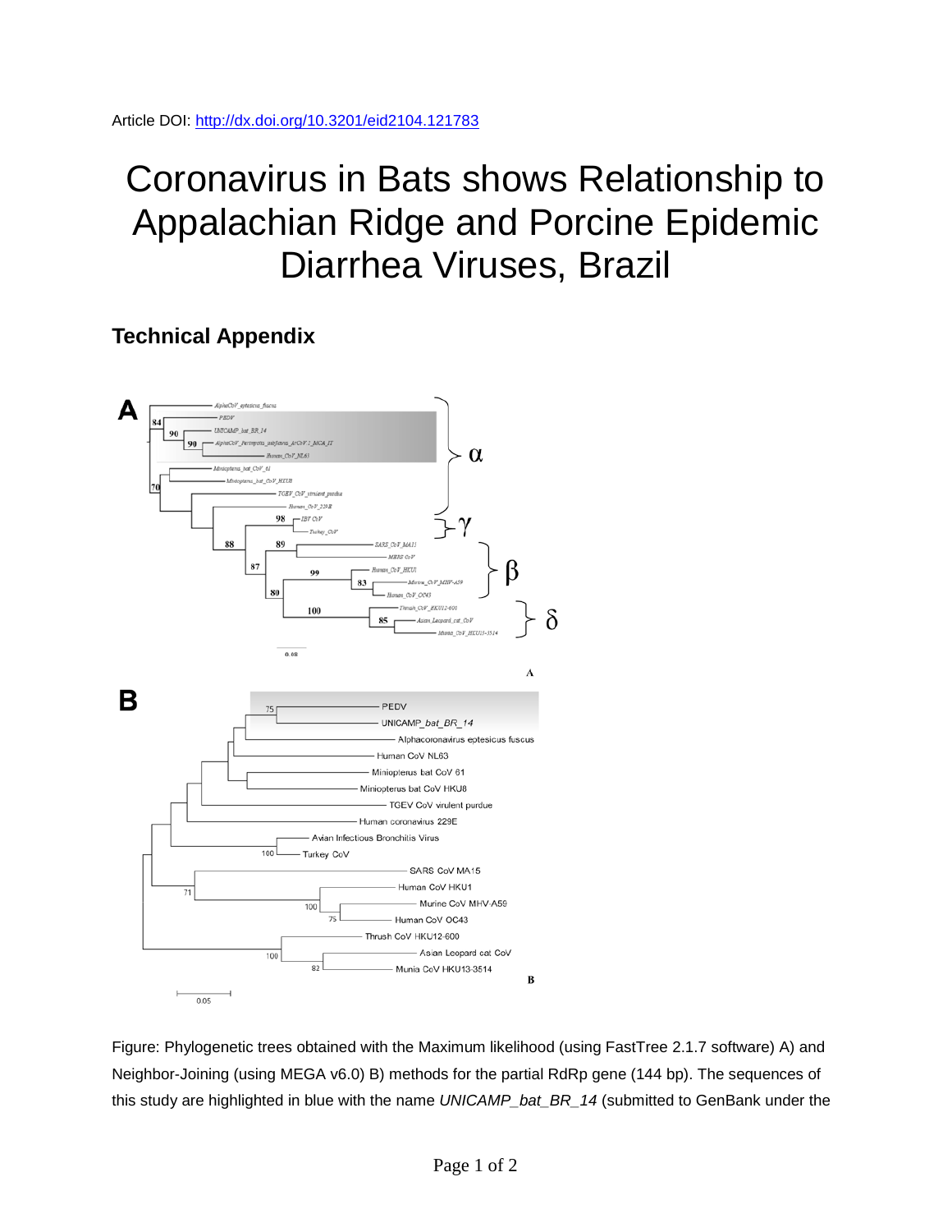Article DOI: http://dx.doi.org/10.3201/eid2104.121783

# Coronavirus in Bats shows Relationship to Appalachian Ridge and Porcine Epidemic Diarrhea Viruses, Brazil

## Technical Appendix

Figure: Phylogenetic trees obtained with the Maximum likelihood (using FastTree 2.1.7 software) A) and Neighbor-Joining (using MEGA v6.0) B) methods for the partial RdRp gene (144 bp). The sequences of this study are highlighted in blue with the name *UNICAMP_bat_BR_14* (submitted to GenBank under the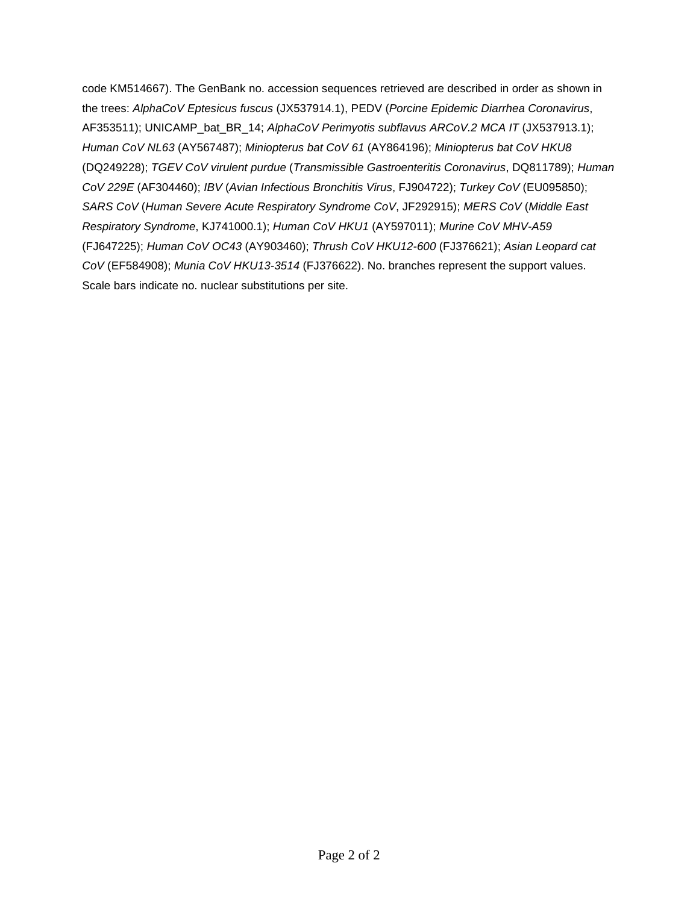code KM514667). The GenBank no. accession sequences retrieved are described in order as shown in the trees: *AlphaCoV Eptesicus fuscus* (JX537914.1), PEDV (*Porcine Epidemic Diarrhea Coronavirus*, AF353511); UNICAMP_bat_BR_14; *AlphaCoV Perimyotis subflavus ARCoV.2 MCA IT* (JX537913.1); *Human CoV NL63* (AY567487); *Miniopterus bat CoV 61* (AY864196); *Miniopterus bat CoV HKU8* (DQ249228); *TGEV CoV virulent purdue* (*Transmissible Gastroenteritis Coronavirus*, DQ811789); *Human CoV 229E* (AF304460); *IBV* (*Avian Infectious Bronchitis Virus*, FJ904722); *Turkey CoV* (EU095850); *SARS CoV* (*Human Severe Acute Respiratory Syndrome CoV*, JF292915); *MERS CoV* (*Middle East Respiratory Syndrome*, KJ741000.1); *Human CoV HKU1* (AY597011); *Murine CoV MHV-A59* (FJ647225); *Human CoV OC43* (AY903460); *Thrush CoV HKU12-600* (FJ376621); *Asian Leopard cat CoV* (EF584908); *Munia CoV HKU13-3514* (FJ376622). No. branches represent the support values. Scale bars indicate no. nuclear substitutions per site.